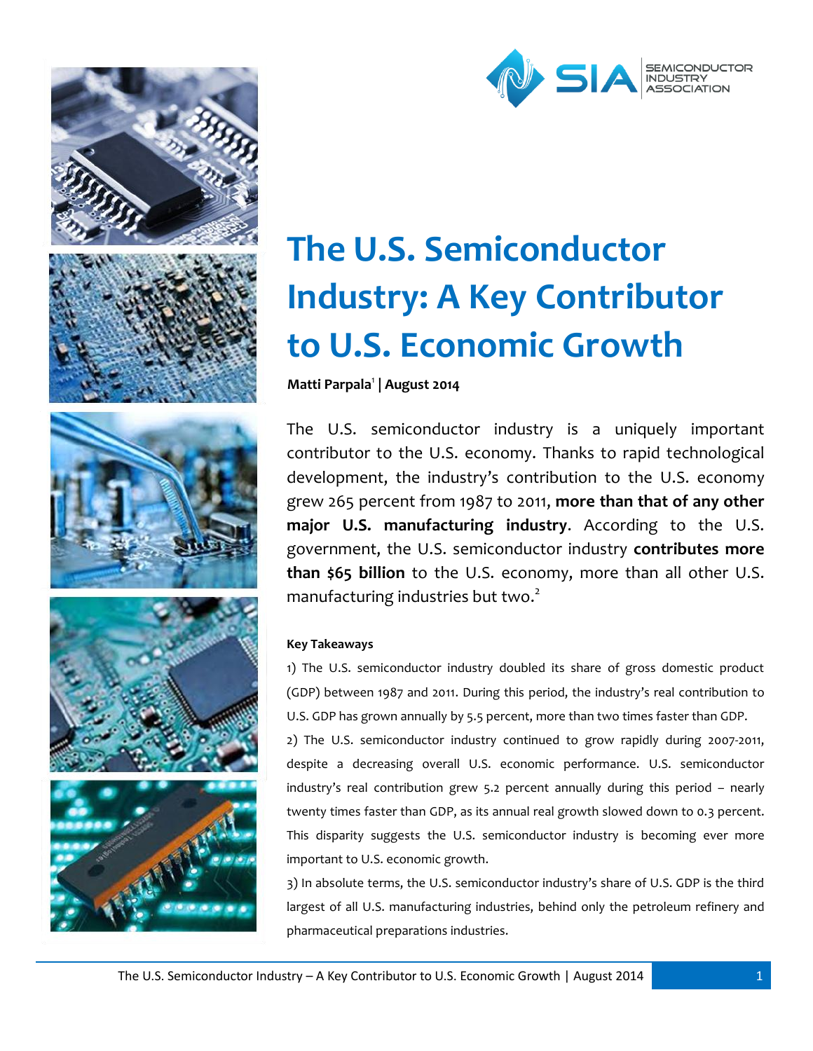# The U.S. Semiconductor Industry: A Key Contributor to U.S. Economic Growth

**Matti Parpala[1] | August 2014**

The U.S. semiconductor industry is a uniquely important contributor to the U.S. economy. Thanks to rapid technological development, the industry's contribution to the U.S. economy grew 265 percent from 1987 to 2011, **more than that of any other major U.S. manufacturing industry**. According to the U.S. government, the U.S. semiconductor industry **contributes more than $65 billion** to the U.S. economy, more than all other U.S. manufacturing industries but two.[2]

**Key Takeaways**

1) The U.S. semiconductor industry doubled its share of gross domestic product (GDP) between 1987 and 2011. During this period, the industry's real contribution to U.S. GDP has grown annually by 5.5 percent, more than two times faster than GDP.

2) The U.S. semiconductor industry continued to grow rapidly during 2007-2011, despite a decreasing overall U.S. economic performance. U.S. semiconductor industry's real contribution grew 5.2 percent annually during this period – nearly twenty times faster than GDP, as its annual real growth slowed down to 0.3 percent. This disparity suggests the U.S. semiconductor industry is becoming ever more important to U.S. economic growth.

3) In absolute terms, the U.S. semiconductor industry's share of U.S. GDP is the third largest of all U.S. manufacturing industries, behind only the petroleum refinery and pharmaceutical preparations industries.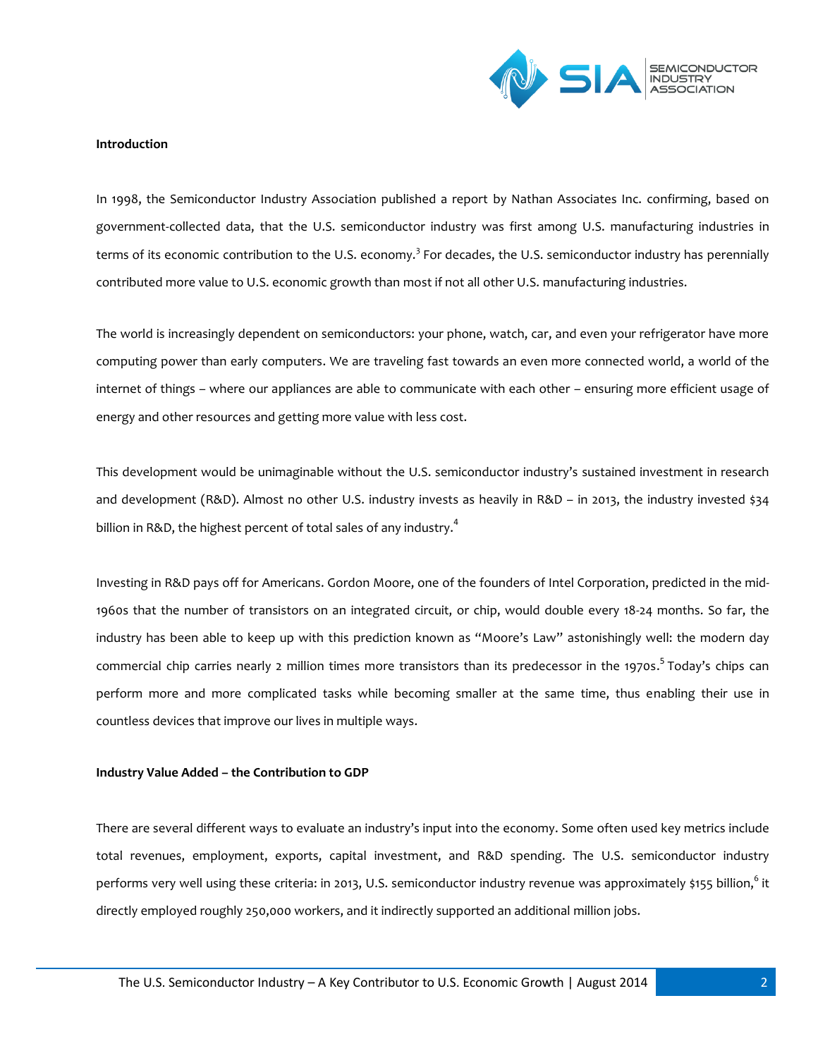**Introduction**

In 1998, the Semiconductor Industry Association published a report by Nathan Associates Inc. confirming, based on government-collected data, that the U.S. semiconductor industry was first among U.S. manufacturing industries in terms of its economic contribution to the U.S. economy.[3] For decades, the U.S. semiconductor industry has perennially contributed more value to U.S. economic growth than most if not all other U.S. manufacturing industries.

The world is increasingly dependent on semiconductors: your phone, watch, car, and even your refrigerator have more computing power than early computers. We are traveling fast towards an even more connected world, a world of the internet of things – where our appliances are able to communicate with each other – ensuring more efficient usage of energy and other resources and getting more value with less cost.

This development would be unimaginable without the U.S. semiconductor industry's sustained investment in research and development (R&D). Almost no other U.S. industry invests as heavily in R&D – in 2013, the industry invested $34 billion in R&D, the highest percent of total sales of any industry.[4]

Investing in R&D pays off for Americans. Gordon Moore, one of the founders of Intel Corporation, predicted in the mid-1960s that the number of transistors on an integrated circuit, or chip, would double every 18-24 months. So far, the industry has been able to keep up with this prediction known as "Moore's Law" astonishingly well: the modern day commercial chip carries nearly 2 million times more transistors than its predecessor in the 1970s.[5] Today's chips can perform more and more complicated tasks while becoming smaller at the same time, thus enabling their use in countless devices that improve our lives in multiple ways.

**Industry Value Added – the Contribution to GDP**

There are several different ways to evaluate an industry's input into the economy. Some often used key metrics include total revenues, employment, exports, capital investment, and R&D spending. The U.S. semiconductor industry performs very well using these criteria: in 2013, U.S. semiconductor industry revenue was approximately $155 billion,[6] it directly employed roughly 250,000 workers, and it indirectly supported an additional million jobs.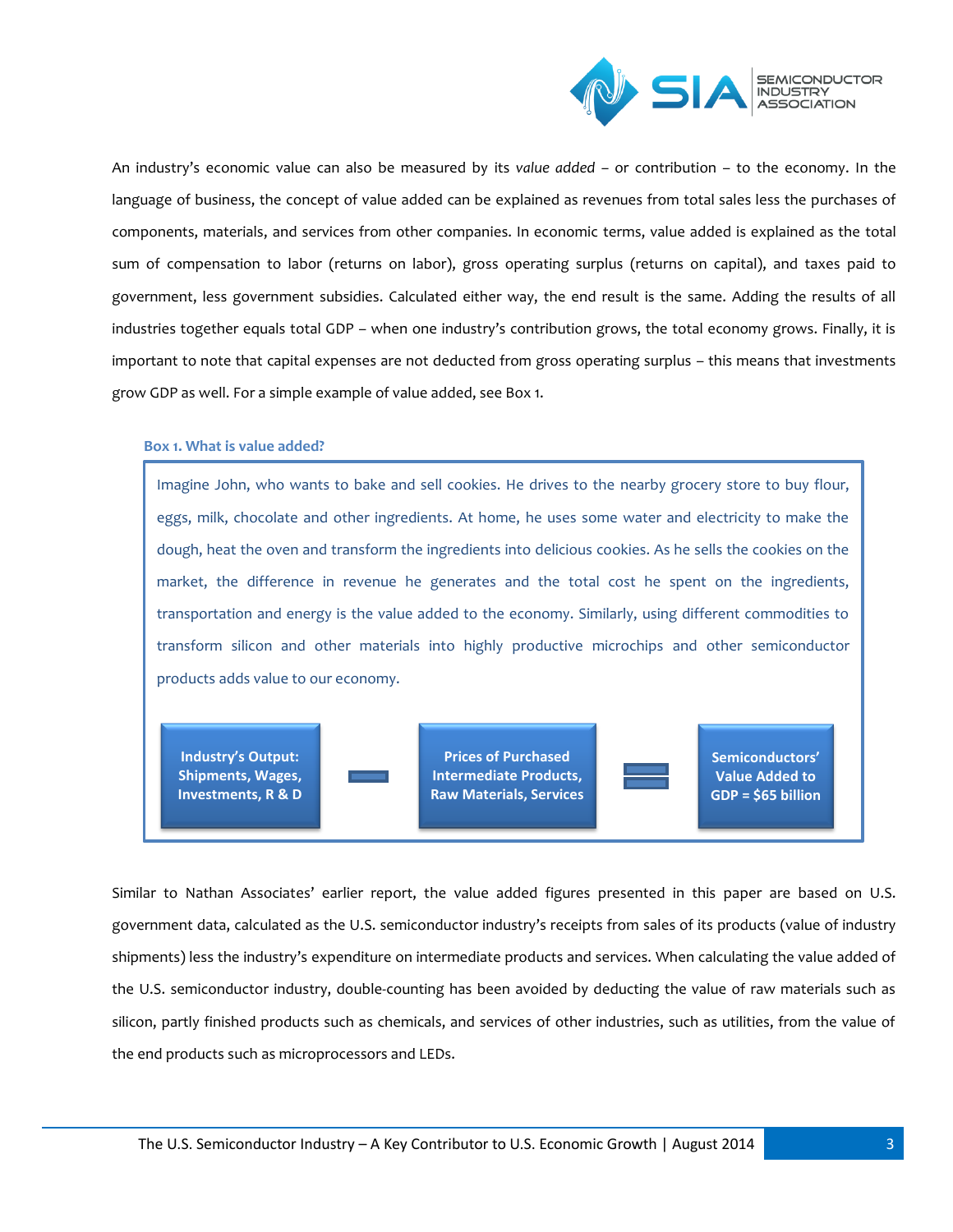An industry's economic value can also be measured by its *value added* – or contribution – to the economy. In the language of business, the concept of value added can be explained as revenues from total sales less the purchases of components, materials, and services from other companies. In economic terms, value added is explained as the total sum of compensation to labor (returns on labor), gross operating surplus (returns on capital), and taxes paid to government, less government subsidies. Calculated either way, the end result is the same. Adding the results of all industries together equals total GDP – when one industry's contribution grows, the total economy grows. Finally, it is important to note that capital expenses are not deducted from gross operating surplus – this means that investments grow GDP as well. For a simple example of value added, see Box 1.

**Box 1. What is value added?**

Imagine John, who wants to bake and sell cookies. He drives to the nearby grocery store to buy flour, eggs, milk, chocolate and other ingredients. At home, he uses some water and electricity to make the dough, heat the oven and transform the ingredients into delicious cookies. As he sells the cookies on the market, the difference in revenue he generates and the total cost he spent on the ingredients, transportation and energy is the value added to the economy. Similarly, using different commodities to transform silicon and other materials into highly productive microchips and other semiconductor products adds value to our economy.

**Industry's Output: Shipments, Wages, Investments, R & D** − **Prices of Purchased Intermediate Products, Raw Materials, Services** = **Semiconductors' Value Added to GDP = $65 billion**

Similar to Nathan Associates' earlier report, the value added figures presented in this paper are based on U.S. government data, calculated as the U.S. semiconductor industry's receipts from sales of its products (value of industry shipments) less the industry's expenditure on intermediate products and services. When calculating the value added of the U.S. semiconductor industry, double-counting has been avoided by deducting the value of raw materials such as silicon, partly finished products such as chemicals, and services of other industries, such as utilities, from the value of the end products such as microprocessors and LEDs.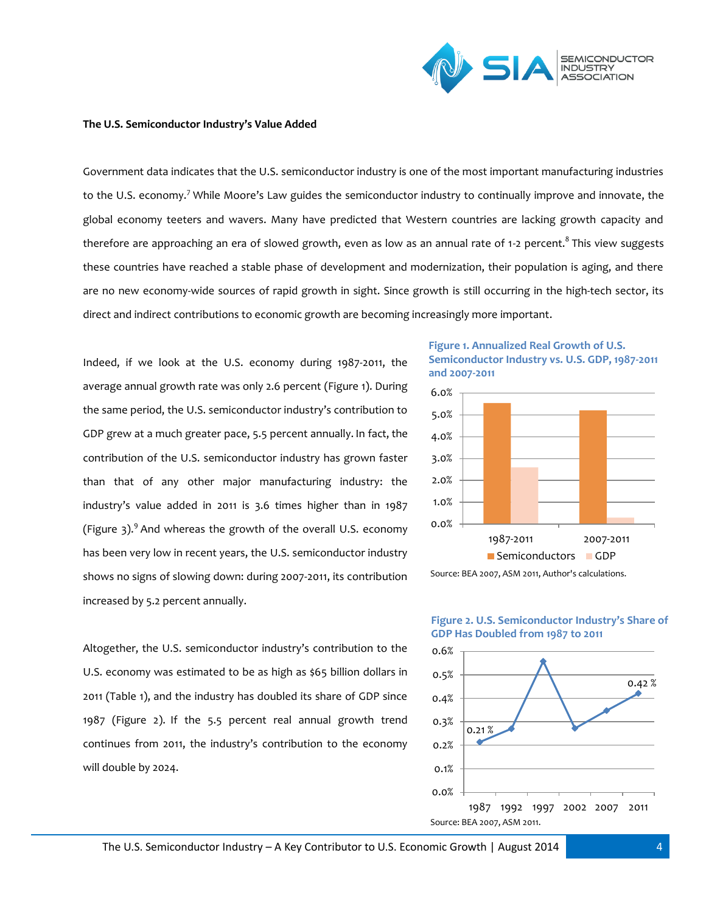**The U.S. Semiconductor Industry's Value Added**

Government data indicates that the U.S. semiconductor industry is one of the most important manufacturing industries to the U.S. economy.[7] While Moore's Law guides the semiconductor industry to continually improve and innovate, the global economy teeters and wavers. Many have predicted that Western countries are lacking growth capacity and therefore are approaching an era of slowed growth, even as low as an annual rate of 1-2 percent.[8] This view suggests these countries have reached a stable phase of development and modernization, their population is aging, and there are no new economy-wide sources of rapid growth in sight. Since growth is still occurring in the high-tech sector, its direct and indirect contributions to economic growth are becoming increasingly more important.

Indeed, if we look at the U.S. economy during 1987-2011, the average annual growth rate was only 2.6 percent (Figure 1). During the same period, the U.S. semiconductor industry's contribution to GDP grew at a much greater pace, 5.5 percent annually. In fact, the contribution of the U.S. semiconductor industry has grown faster than that of any other major manufacturing industry: the industry's value added in 2011 is 3.6 times higher than in 1987 (Figure 3).[9] And whereas the growth of the overall U.S. economy has been very low in recent years, the U.S. semiconductor industry shows no signs of slowing down: during 2007-2011, its contribution increased by 5.2 percent annually.

Altogether, the U.S. semiconductor industry's contribution to the U.S. economy was estimated to be as high as $65 billion dollars in 2011 (Table 1), and the industry has doubled its share of GDP since 1987 (Figure 2). If the 5.5 percent real annual growth trend continues from 2011, the industry's contribution to the economy will double by 2024.

**Figure 1. Annualized Real Growth of U.S. Semiconductor Industry vs. U.S. GDP, 1987-2011 and 2007-2011**

Source: BEA 2007, ASM 2011, Author's calculations.

**Figure 2. U.S. Semiconductor Industry's Share of GDP Has Doubled from 1987 to 2011**

Source: BEA 2007, ASM 2011.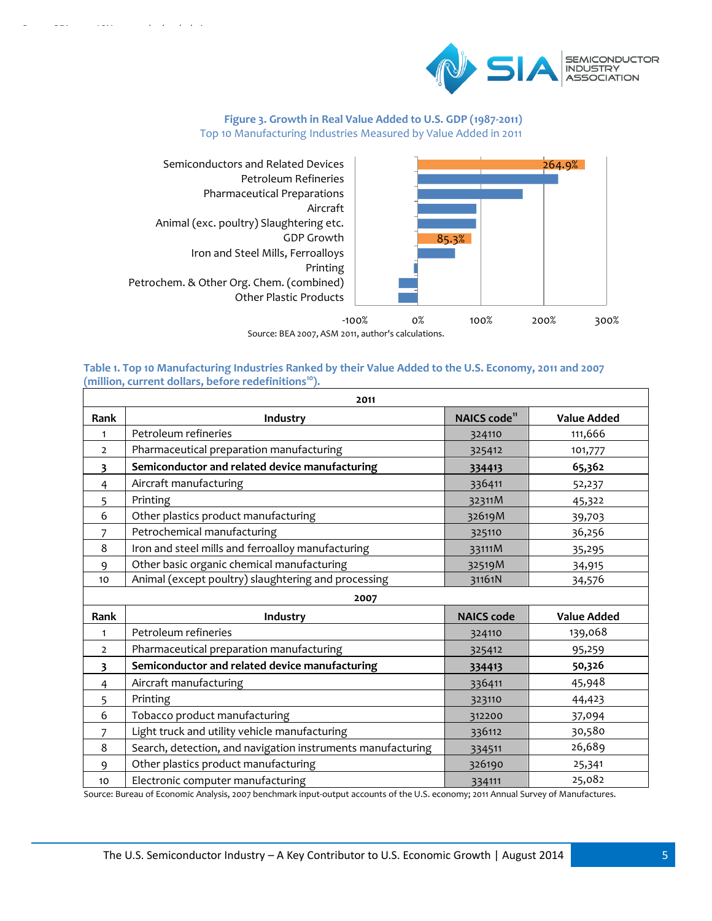**Figure 3. Growth in Real Value Added to U.S. GDP (1987-2011)**
Top 10 Manufacturing Industries Measured by Value Added in 2011

| Industry | Growth |
|---|---|
| Semiconductors and Related Devices | 264.9% |
| Petroleum Refineries | |
| Pharmaceutical Preparations | |
| Aircraft | |
| Animal (exc. poultry) Slaughtering etc. | |
| GDP Growth | 85.3% |
| Iron and Steel Mills, Ferroalloys | |
| Printing | |
| Petrochem. & Other Org. Chem. (combined) | |
| Other Plastic Products | |

Source: BEA 2007, ASM 2011, author's calculations.

**Table 1. Top 10 Manufacturing Industries Ranked by their Value Added to the U.S. Economy, 2011 and 2007 (million, current dollars, before redefinitions[10]).**

| 2011 | | | |
|---|---|---|---|
| **Rank** | **Industry** | **NAICS code[11]** | **Value Added** |
| 1 | Petroleum refineries | 324110 | 111,666 |
| 2 | Pharmaceutical preparation manufacturing | 325412 | 101,777 |
| **3** | **Semiconductor and related device manufacturing** | **334413** | **65,362** |
| 4 | Aircraft manufacturing | 336411 | 52,237 |
| 5 | Printing | 32311M | 45,322 |
| 6 | Other plastics product manufacturing | 32619M | 39,703 |
| 7 | Petrochemical manufacturing | 325110 | 36,256 |
| 8 | Iron and steel mills and ferroalloy manufacturing | 33111M | 35,295 |
| 9 | Other basic organic chemical manufacturing | 32519M | 34,915 |
| 10 | Animal (except poultry) slaughtering and processing | 31161N | 34,576 |
| **2007** | | | |
| **Rank** | **Industry** | **NAICS code** | **Value Added** |
| 1 | Petroleum refineries | 324110 | 139,068 |
| 2 | Pharmaceutical preparation manufacturing | 325412 | 95,259 |
| **3** | **Semiconductor and related device manufacturing** | **334413** | **50,326** |
| 4 | Aircraft manufacturing | 336411 | 45,948 |
| 5 | Printing | 323110 | 44,423 |
| 6 | Tobacco product manufacturing | 312200 | 37,094 |
| 7 | Light truck and utility vehicle manufacturing | 336112 | 30,580 |
| 8 | Search, detection, and navigation instruments manufacturing | 334511 | 26,689 |
| 9 | Other plastics product manufacturing | 326190 | 25,341 |
| 10 | Electronic computer manufacturing | 334111 | 25,082 |

Source: Bureau of Economic Analysis, 2007 benchmark input-output accounts of the U.S. economy; 2011 Annual Survey of Manufactures.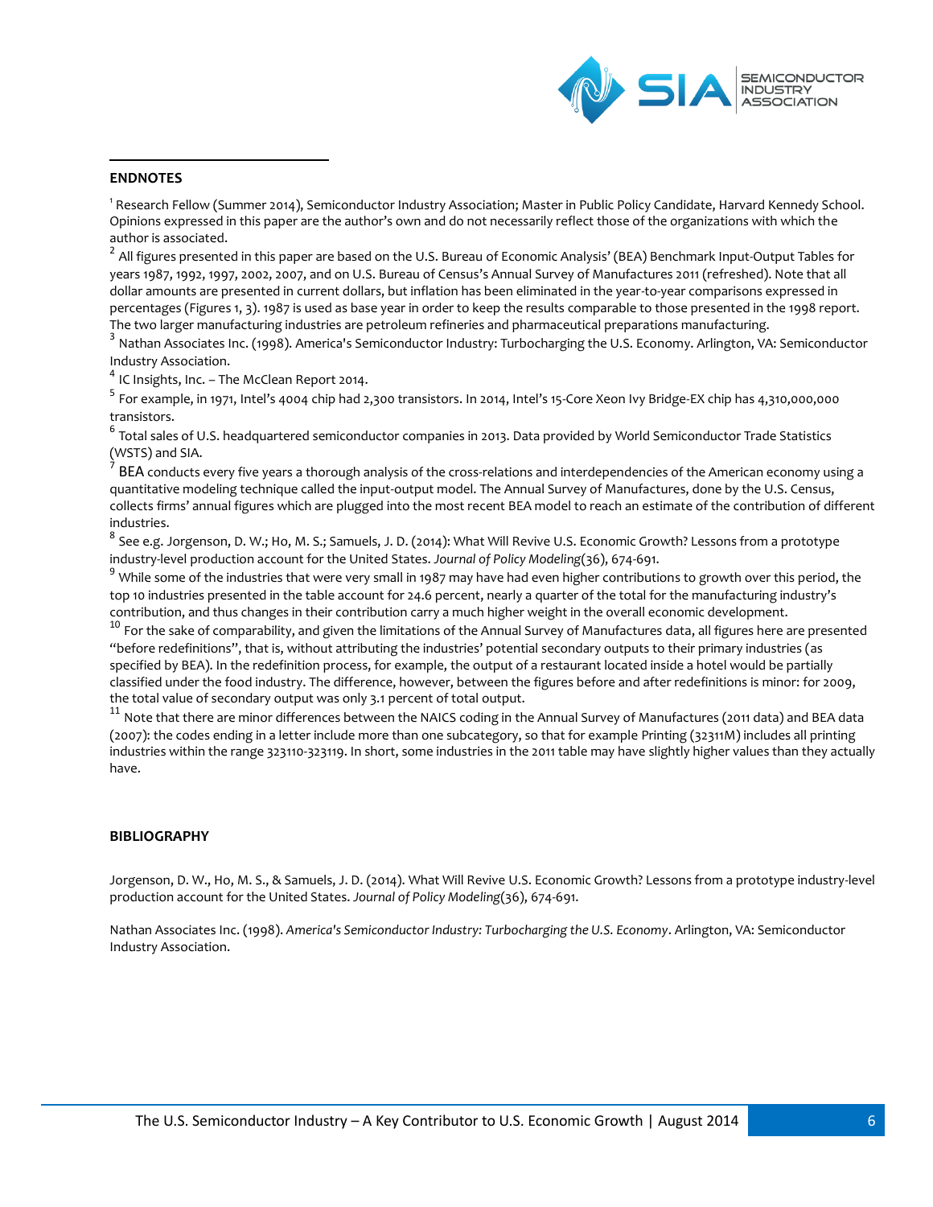## ENDNOTES

[1] Research Fellow (Summer 2014), Semiconductor Industry Association; Master in Public Policy Candidate, Harvard Kennedy School. Opinions expressed in this paper are the author's own and do not necessarily reflect those of the organizations with which the author is associated.

[2] All figures presented in this paper are based on the U.S. Bureau of Economic Analysis' (BEA) Benchmark Input-Output Tables for years 1987, 1992, 1997, 2002, 2007, and on U.S. Bureau of Census's Annual Survey of Manufactures 2011 (refreshed). Note that all dollar amounts are presented in current dollars, but inflation has been eliminated in the year-to-year comparisons expressed in percentages (Figures 1, 3). 1987 is used as base year in order to keep the results comparable to those presented in the 1998 report. The two larger manufacturing industries are petroleum refineries and pharmaceutical preparations manufacturing.

[3] Nathan Associates Inc. (1998). America's Semiconductor Industry: Turbocharging the U.S. Economy. Arlington, VA: Semiconductor Industry Association.

[4] IC Insights, Inc. – The McClean Report 2014.

[5] For example, in 1971, Intel's 4004 chip had 2,300 transistors. In 2014, Intel's 15-Core Xeon Ivy Bridge-EX chip has 4,310,000,000 transistors.

[6] Total sales of U.S. headquartered semiconductor companies in 2013. Data provided by World Semiconductor Trade Statistics (WSTS) and SIA.

[7] BEA conducts every five years a thorough analysis of the cross-relations and interdependencies of the American economy using a quantitative modeling technique called the input-output model. The Annual Survey of Manufactures, done by the U.S. Census, collects firms' annual figures which are plugged into the most recent BEA model to reach an estimate of the contribution of different industries.

[8] See e.g. Jorgenson, D. W.; Ho, M. S.; Samuels, J. D. (2014): What Will Revive U.S. Economic Growth? Lessons from a prototype industry-level production account for the United States. *Journal of Policy Modeling*(36), 674-691.

[9] While some of the industries that were very small in 1987 may have had even higher contributions to growth over this period, the top 10 industries presented in the table account for 24.6 percent, nearly a quarter of the total for the manufacturing industry's contribution, and thus changes in their contribution carry a much higher weight in the overall economic development.

[10] For the sake of comparability, and given the limitations of the Annual Survey of Manufactures data, all figures here are presented "before redefinitions", that is, without attributing the industries' potential secondary outputs to their primary industries (as specified by BEA). In the redefinition process, for example, the output of a restaurant located inside a hotel would be partially classified under the food industry. The difference, however, between the figures before and after redefinitions is minor: for 2009, the total value of secondary output was only 3.1 percent of total output.

[11] Note that there are minor differences between the NAICS coding in the Annual Survey of Manufactures (2011 data) and BEA data (2007): the codes ending in a letter include more than one subcategory, so that for example Printing (32311M) includes all printing industries within the range 323110-323119. In short, some industries in the 2011 table may have slightly higher values than they actually have.

## BIBLIOGRAPHY

Jorgenson, D. W., Ho, M. S., & Samuels, J. D. (2014). What Will Revive U.S. Economic Growth? Lessons from a prototype industry-level production account for the United States. *Journal of Policy Modeling*(36), 674-691.

Nathan Associates Inc. (1998). *America's Semiconductor Industry: Turbocharging the U.S. Economy*. Arlington, VA: Semiconductor Industry Association.